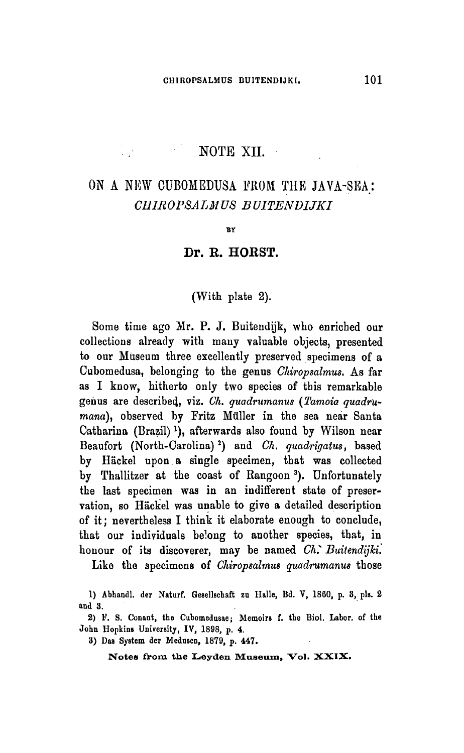# NOTE XII.

## ON A NEW CUBOMEDUSA FROM THE JAVA-SEA: *CHIROPSALMUS BUITENDIJKI*

BY

### Dr. R. HORST.

(With plate 2).

Some time ago Mr. P. J. Buitendijk, who enriched our collections already with many valuable objects, presented to our Museum three excellently preserved specimens of a Cubomedusa, belonging to the genus *Chiropsalmus*. As far as I know, hitherto only two species of this remarkable genus are described, viz. *Ch. quadrumanus* (*Tamoia quadrumana*), observed by Fritz Müller in the sea near Santa Catharina (Brazil) [1]), afterwards also found by Wilson near Beaufort (North-Carolina) [2]) and *Ch. quadrigatus*, based by Häckel upon a single specimen, that was collected by Thallitzer at the coast of Rangoon [3]). Unfortunately the last specimen was in an indifferent state of preservation, so Häckel was unable to give a detailed description of it; nevertheless I think it elaborate enough to conclude, that our individuals belong to another species, that, in honour of its discoverer, may be named *Ch. Buitendijki.*

Like the specimens of *Chiropsalmus quadrumanus* those

1) Abhandl. der Naturf. Gesellschaft zu Halle, Bd. V, 1860, p. 3, pls. 2 and 3.

2) F. S. Conant, the Cubomedusae; Memoirs f. the Biol. Labor. of the John Hopkins University, IV, 1898, p. 4.

3) Das System der Medusen, 1879, p. 447.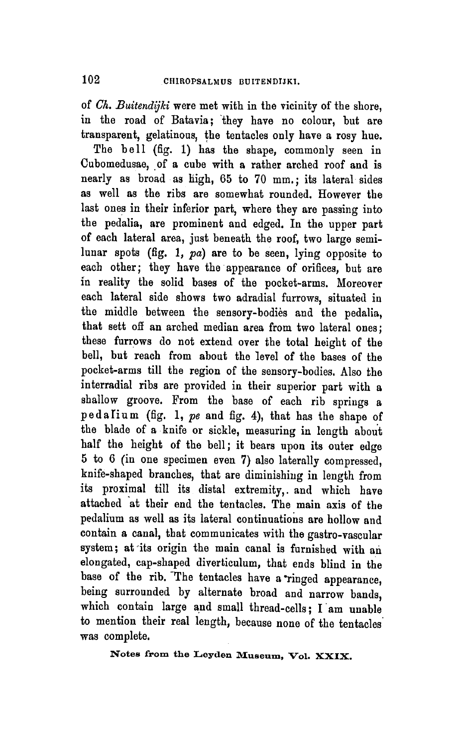of *Ch. Buitendijki* were met with in the vicinity of the shore, in the road of Batavia; they have no colour, but are transparent, gelatinous, the tentacles only have a rosy hue.

The bell (fig. 1) has the shape, commonly seen in Cubomedusae, of a cube with a rather arched roof and is nearly as broad as high, 65 to 70 mm.; its lateral sides as well as the ribs are somewhat rounded. However the last ones in their inferior part, where they are passing into the pedalia, are prominent and edged. In the upper part of each lateral area, just beneath the roof, two large semilunar spots (fig. 1, *pa*) are to be seen, lying opposite to each other; they have the appearance of orifices, but are in reality the solid bases of the pocket-arms. Moreover each lateral side shows two adradial furrows, situated in the middle between the sensory-bodies and the pedalia, that sett off an arched median area from two lateral ones; these furrows do not extend over the total height of the bell, but reach from about the level of the bases of the pocket-arms till the region of the sensory-bodies. Also the interradial ribs are provided in their superior part with a shallow groove. From the base of each rib springs a pedalium (fig. 1, *pe* and fig. 4), that has the shape of the blade of a knife or sickle, measuring in length about half the height of the bell; it bears upon its outer edge 5 to 6 (in one specimen even 7) also laterally compressed, knife-shaped branches, that are diminishing in length from its proximal till its distal extremity, and which have attached at their end the tentacles. The main axis of the pedalium as well as its lateral continuations are hollow and contain a canal, that communicates with the gastro-vascular system; at its origin the main canal is furnished with an elongated, cap-shaped diverticulum, that ends blind in the base of the rib. The tentacles have a ringed appearance, being surrounded by alternate broad and narrow bands, which contain large and small thread-cells; I am unable to mention their real length, because none of the tentacles was complete.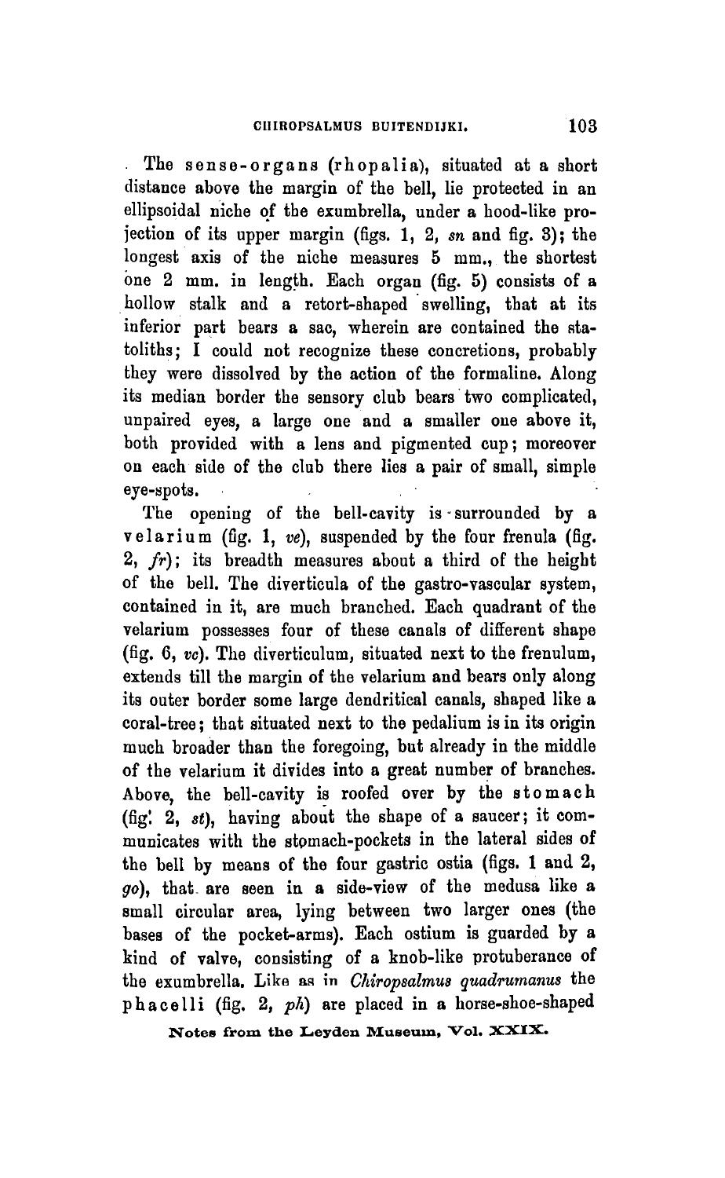The **sense-organs** (**rhopalia**), situated at a short distance above the margin of the bell, lie protected in an ellipsoidal niche of the exumbrella, under a hood-like projection of its upper margin (figs. 1, 2, *sn* and fig. 3); the longest axis of the niche measures 5 mm., the shortest one 2 mm. in length. Each organ (fig. 5) consists of a hollow stalk and a retort-shaped swelling, that at its inferior part bears a sac, wherein are contained the statoliths; I could not recognize these concretions, probably they were dissolved by the action of the formaline. Along its median border the sensory club bears two complicated, unpaired eyes, a large one and a smaller one above it, both provided with a lens and pigmented cup; moreover on each side of the club there lies a pair of small, simple eye-spots.

The opening of the bell-cavity is surrounded by a **velarium** (fig. 1, *ve*), suspended by the four frenula (fig. 2, *fr*); its breadth measures about a third of the height of the bell. The diverticula of the gastro-vascular system, contained in it, are much branched. Each quadrant of the velarium possesses four of these canals of different shape (fig. 6, *vc*). The diverticulum, situated next to the frenulum, extends till the margin of the velarium and bears only along its outer border some large dendritical canals, shaped like a coral-tree; that situated next to the pedalium is in its origin much broader than the foregoing, but already in the middle of the velarium it divides into a great number of branches. Above, the bell-cavity is roofed over by the **stomach** (fig. 2, *st*), having about the shape of a saucer; it communicates with the stomach-pockets in the lateral sides of the bell by means of the four gastric ostia (figs. 1 and 2, *go*), that are seen in a side-view of the medusa like a small circular area, lying between two larger ones (the bases of the pocket-arms). Each ostium is guarded by a kind of valve, consisting of a knob-like protuberance of the exumbrella. Like as in *Chiropsalmus quadrumanus* the **phacelli** (fig. 2, *ph*) are placed in a horse-shoe-shaped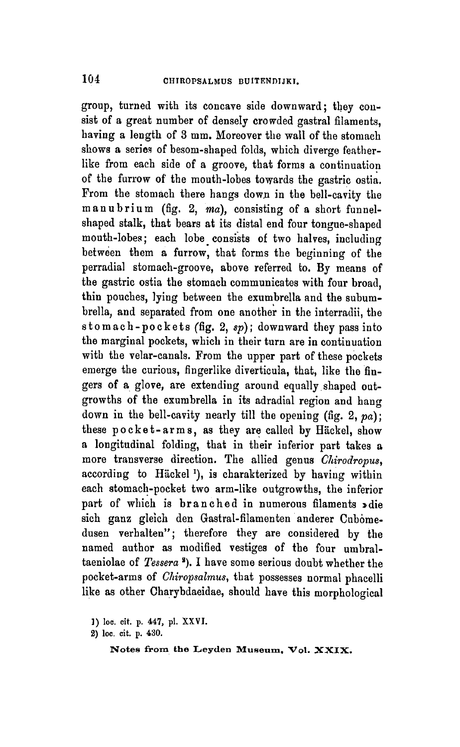group, turned with its concave side downward; they consist of a great number of densely crowded gastral filaments, having a length of 3 mm. Moreover the wall of the stomach shows a series of besom-shaped folds, which diverge featherlike from each side of a groove, that forms a continuation of the furrow of the mouth-lobes towards the gastric ostia. From the stomach there hangs down in the bell-cavity the manubrium (fig. 2, *ma*), consisting of a short funnel-shaped stalk, that bears at its distal end four tongue-shaped mouth-lobes; each lobe consists of two halves, including between them a furrow, that forms the beginning of the perradial stomach-groove, above referred to. By means of the gastric ostia the stomach communicates with four broad, thin pouches, lying between the exumbrella and the subumbrella, and separated from one another in the interradii, the stomach-pockets (fig. 2, *sp*); downward they pass into the marginal pockets, which in their turn are in continuation with the velar-canals. From the upper part of these pockets emerge the curious, fingerlike diverticula, that, like the fingers of a glove, are extending around equally shaped outgrowths of the exumbrella in its adradial region and hang down in the bell-cavity nearly till the opening (fig. 2, *pa*); these pocket-arms, as they are called by Häckel, show a longitudinal folding, that in their inferior part takes a more transverse direction. The allied genus *Chirodropus*, according to Häckel [1]), is charakterized by having within each stomach-pocket two arm-like outgrowths, the inferior part of which is branched in numerous filaments »die sich ganz gleich den Gastral-filamenten anderer Cubomedusen verhalten"; therefore they are considered by the named author as modified vestiges of the four umbral-taeniolae of *Tessera* [2]). I have some serious doubt whether the pocket-arms of *Chiropsalmus*, that possesses normal phacelli like as other Charybdaeidae, should have this morphological

1) loc. cit. p. 447, pl. XXVI.

2) loc. cit. p. 430.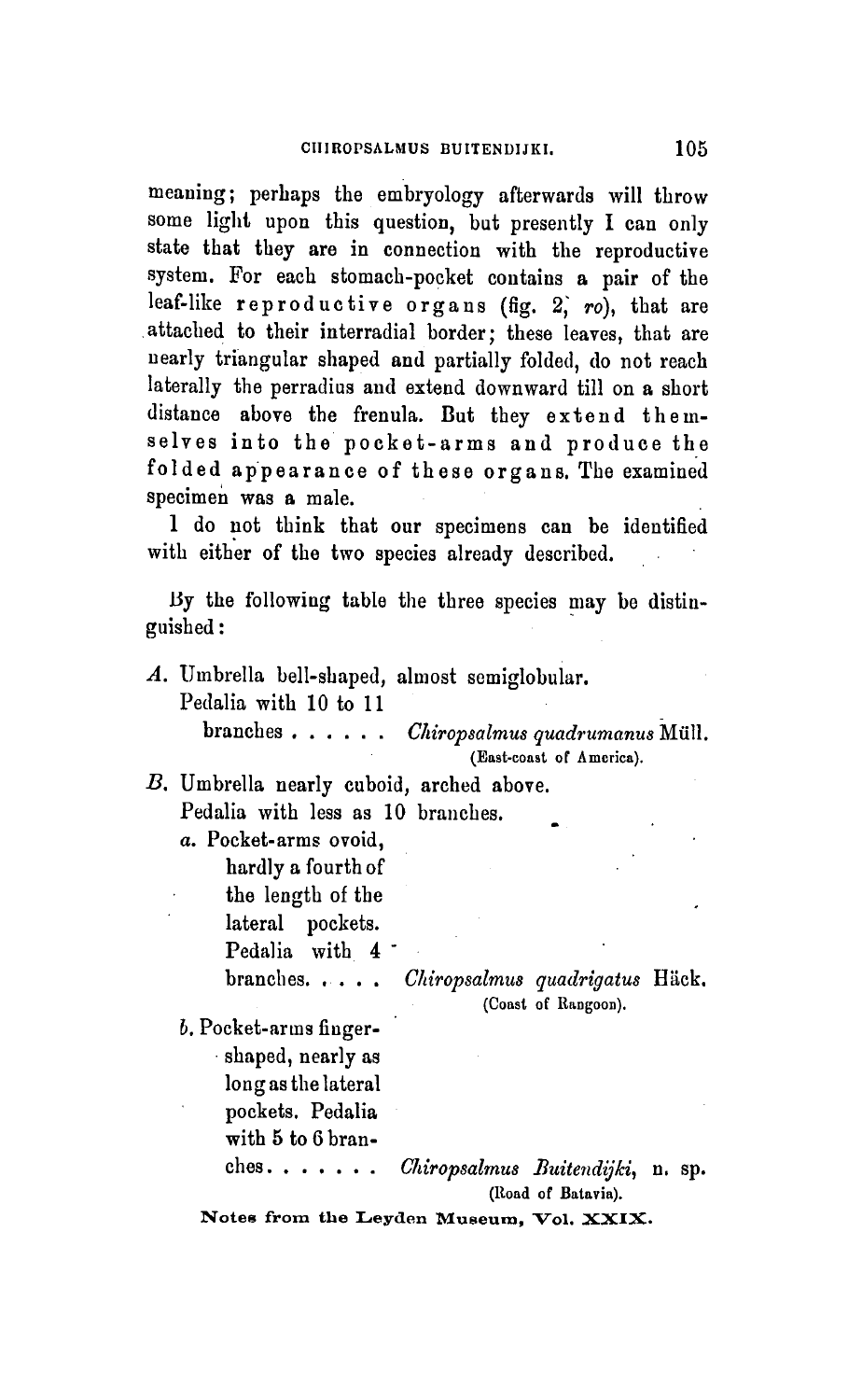meaning; perhaps the embryology afterwards will throw some light upon this question, but presently I can only state that they are in connection with the reproductive system. For each stomach-pocket contains a pair of the leaf-like **reproductive organs** (fig. 2, *ro*), that are attached to their interradial border; these leaves, that are nearly triangular shaped and partially folded, do not reach laterally the perradius and extend downward till on a short distance above the frenula. But they **extend themselves into the pocket-arms and produce the folded appearance of these organs.** The examined specimen was a male.

I do not think that our specimens can be identified with either of the two species already described.

By the following table the three species may be distinguished:

*A.* Umbrella bell-shaped, almost semiglobular. Pedalia with 10 to 11 branches . . . . . . *Chiropsalmus quadrumanus* Müll. (East-coast of America).

*B.* Umbrella nearly cuboid, arched above. Pedalia with less as 10 branches.

- *a.* Pocket-arms ovoid, hardly a fourth of the length of the lateral pockets. Pedalia with 4 branches. . . . . *Chiropsalmus quadrigatus* Häck. (Coast of Rangoon).
- *b.* Pocket-arms finger-shaped, nearly as long as the lateral pockets. Pedalia with 5 to 6 branches. . . . . . . *Chiropsalmus Buitendijki*, n. sp. (Road of Batavia).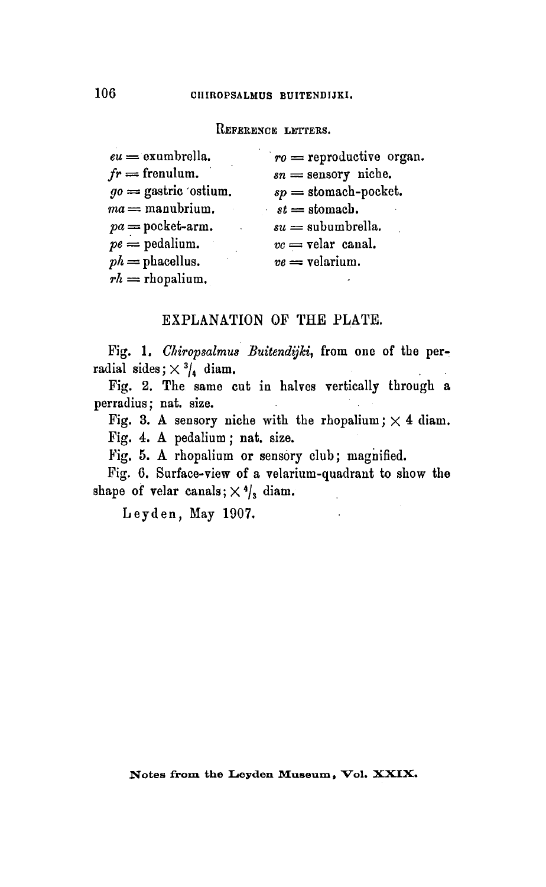## Reference letters.

| | |
|---|---|
| *eu* = exumbrella. | *ro* = reproductive organ. |
| *fr* = frenulum. | *sn* = sensory niche. |
| *go* = gastric ostium. | *sp* = stomach-pocket. |
| *ma* = manubrium. | *st* = stomach. |
| *pa* = pocket-arm. | *su* = subumbrella. |
| *pe* = pedalium. | *vc* = velar canal. |
| *ph* = phacellus. | *ve* = velarium. |
| *rh* = rhopalium. | |

## EXPLANATION OF THE PLATE.

Fig. 1. *Chiropsalmus Buitendijki*, from one of the perradial sides; $\times\ ^3/_4$ diam.

Fig. 2. The same cut in halves vertically through a perradius; nat. size.

Fig. 3. A sensory niche with the rhopalium; $\times$ 4 diam.

Fig. 4. A pedalium; nat. size.

Fig. 5. A rhopalium or sensory club; magnified.

Fig. 6. Surface-view of a velarium-quadrant to show the shape of velar canals; $\times\ ^4/_3$ diam.

Leyden, May 1907.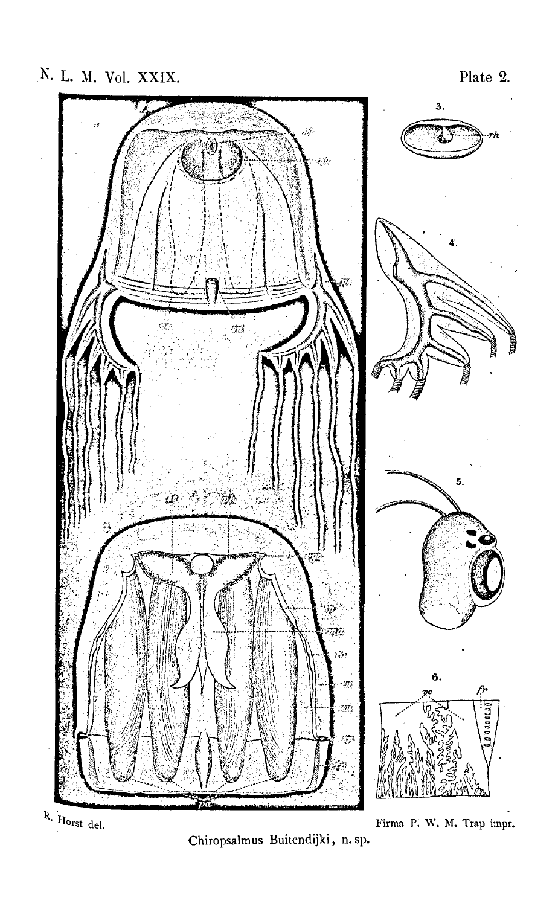Plate 2.

3.

*rh*

4.

5.

6.

*vc* *fr*

*pa*

R. Horst del.

Firma P. W. M. Trap impr.

Chiropsalmus Buitendijki, n. sp.